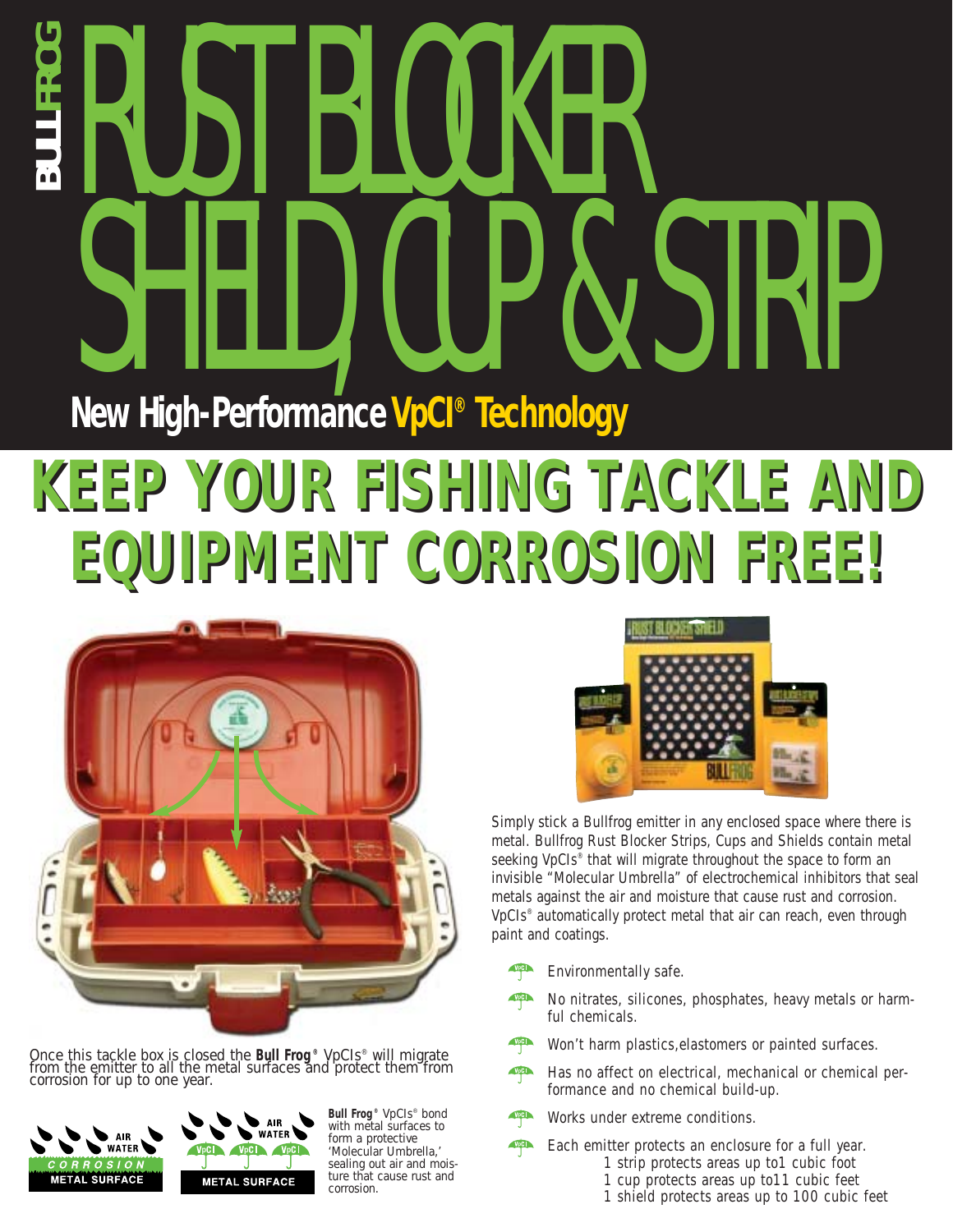BULLFROG

# RUST BLOCKER SHIELD, CUP & STRIP

**New High-Performance VpCI® Technology**

# KEEP YOUR FISHING TACKLE AND EQUIPMENT CORROSION FREE!

Once this tackle box is closed the **Bull Frog®** VpCIs® will migrate from the emitter to all the metal surfaces and protect them from corrosion for up to one year.

AIR
WATER
CORROSION
METAL SURFACE

AIR
WATER
VpCI VpCI VpCI
METAL SURFACE

**Bull Frog®** VpCIs® bond with metal surfaces to form a protective 'Molecular Umbrella,' sealing out air and moisture that cause rust and corrosion.

Simply stick a Bullfrog emitter in any enclosed space where there is metal. Bullfrog Rust Blocker Strips, Cups and Shields contain metal seeking VpCIs® that will migrate throughout the space to form an invisible "Molecular Umbrella" of electrochemical inhibitors that seal metals against the air and moisture that cause rust and corrosion. VpCIs® automatically protect metal that air can reach, even through paint and coatings.

- Environmentally safe.
- No nitrates, silicones, phosphates, heavy metals or harmful chemicals.
- Won't harm plastics,elastomers or painted surfaces.
- Has no affect on electrical, mechanical or chemical performance and no chemical build-up.
- Works under extreme conditions.
- Each emitter protects an enclosure for a full year.
  - 1 strip protects areas up to1 cubic foot
  - 1 cup protects areas up to11 cubic feet
  - 1 shield protects areas up to 100 cubic feet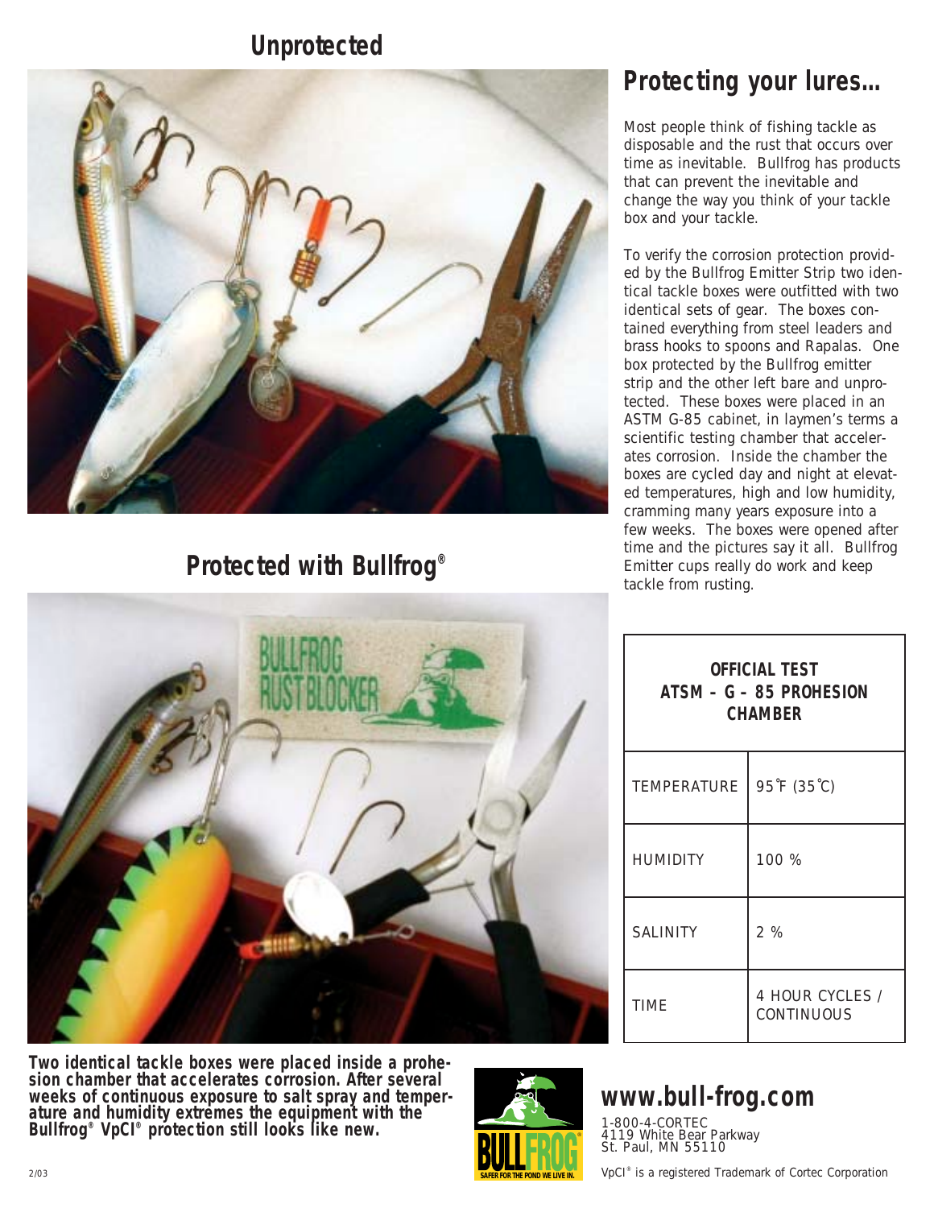## Unprotected

## Protected with Bullfrog®

Two identical tackle boxes were placed inside a prohesion chamber that accelerates corrosion. After several weeks of continuous exposure to salt spray and temperature and humidity extremes the equipment with the Bullfrog® VpCI® protection still looks like new.

# Protecting your lures...

Most people think of fishing tackle as disposable and the rust that occurs over time as inevitable. Bullfrog has products that can prevent the inevitable and change the way you think of your tackle box and your tackle.

To verify the corrosion protection provided by the Bullfrog Emitter Strip two identical tackle boxes were outfitted with two identical sets of gear. The boxes contained everything from steel leaders and brass hooks to spoons and Rapalas. One box protected by the Bullfrog emitter strip and the other left bare and unprotected. These boxes were placed in an ASTM G-85 cabinet, in laymen's terms a scientific testing chamber that accelerates corrosion. Inside the chamber the boxes are cycled day and night at elevated temperatures, high and low humidity, cramming many years exposure into a few weeks. The boxes were opened after time and the pictures say it all. Bullfrog Emitter cups really do work and keep tackle from rusting.

| OFFICIAL TEST ATSM – G – 85 PROHESION CHAMBER | |
|---|---|
| TEMPERATURE | 95°F (35°C) |
| HUMIDITY | 100 % |
| SALINITY | 2 % |
| TIME | 4 HOUR CYCLES / CONTINUOUS |

## www.bull-frog.com

1-800-4-CORTEC
4119 White Bear Parkway
St. Paul, MN 55110

VpCI® is a registered Trademark of Cortec Corporation

2/03